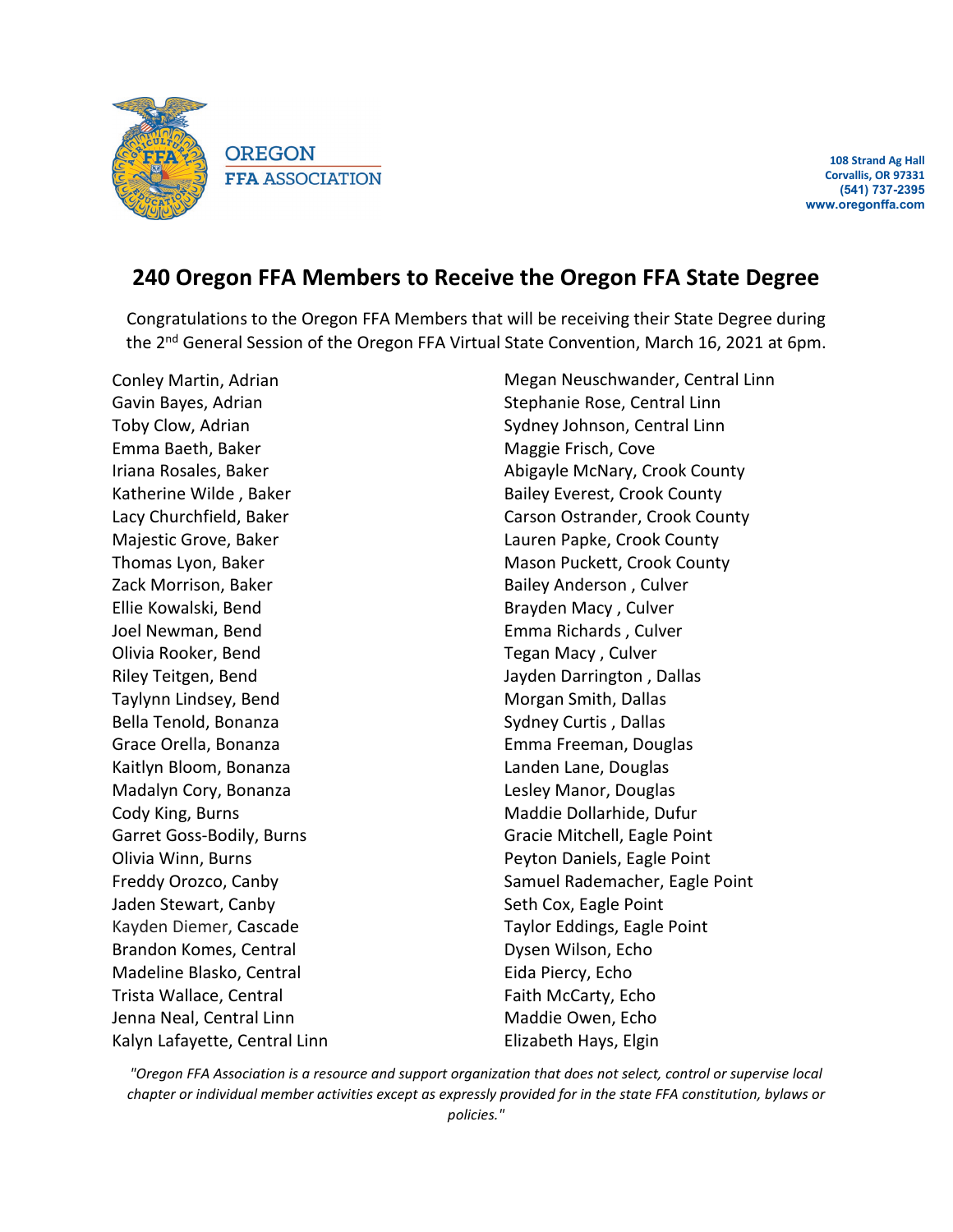OREGON
FFA ASSOCIATION

108 Strand Ag Hall
Corvallis, OR 97331
(541) 737-2395
www.oregonffa.com

# 240 Oregon FFA Members to Receive the Oregon FFA State Degree

Congratulations to the Oregon FFA Members that will be receiving their State Degree during the 2nd General Session of the Oregon FFA Virtual State Convention, March 16, 2021 at 6pm.

Conley Martin, Adrian
Gavin Bayes, Adrian
Toby Clow, Adrian
Emma Baeth, Baker
Iriana Rosales, Baker
Katherine Wilde , Baker
Lacy Churchfield, Baker
Majestic Grove, Baker
Thomas Lyon, Baker
Zack Morrison, Baker
Ellie Kowalski, Bend
Joel Newman, Bend
Olivia Rooker, Bend
Riley Teitgen, Bend
Taylynn Lindsey, Bend
Bella Tenold, Bonanza
Grace Orella, Bonanza
Kaitlyn Bloom, Bonanza
Madalyn Cory, Bonanza
Cody King, Burns
Garret Goss-Bodily, Burns
Olivia Winn, Burns
Freddy Orozco, Canby
Jaden Stewart, Canby
Kayden Diemer, Cascade
Brandon Komes, Central
Madeline Blasko, Central
Trista Wallace, Central
Jenna Neal, Central Linn
Kalyn Lafayette, Central Linn
Megan Neuschwander, Central Linn
Stephanie Rose, Central Linn
Sydney Johnson, Central Linn
Maggie Frisch, Cove
Abigayle McNary, Crook County
Bailey Everest, Crook County
Carson Ostrander, Crook County
Lauren Papke, Crook County
Mason Puckett, Crook County
Bailey Anderson , Culver
Brayden Macy , Culver
Emma Richards , Culver
Tegan Macy , Culver
Jayden Darrington , Dallas
Morgan Smith, Dallas
Sydney Curtis , Dallas
Emma Freeman, Douglas
Landen Lane, Douglas
Lesley Manor, Douglas
Maddie Dollarhide, Dufur
Gracie Mitchell, Eagle Point
Peyton Daniels, Eagle Point
Samuel Rademacher, Eagle Point
Seth Cox, Eagle Point
Taylor Eddings, Eagle Point
Dysen Wilson, Echo
Eida Piercy, Echo
Faith McCarty, Echo
Maddie Owen, Echo
Elizabeth Hays, Elgin

*"Oregon FFA Association is a resource and support organization that does not select, control or supervise local chapter or individual member activities except as expressly provided for in the state FFA constitution, bylaws or policies."*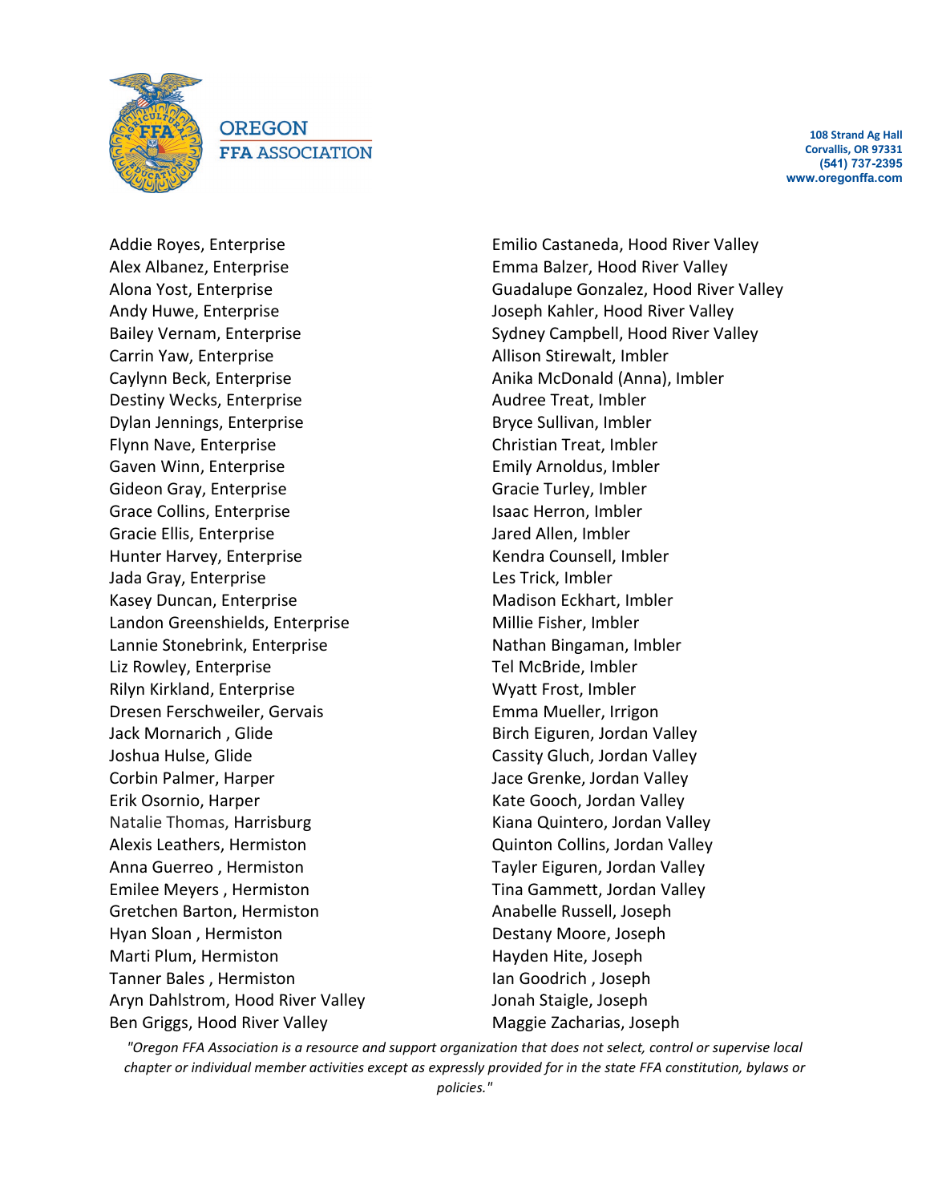Addie Royes, Enterprise
Alex Albanez, Enterprise
Alona Yost, Enterprise
Andy Huwe, Enterprise
Bailey Vernam, Enterprise
Carrin Yaw, Enterprise
Caylynn Beck, Enterprise
Destiny Wecks, Enterprise
Dylan Jennings, Enterprise
Flynn Nave, Enterprise
Gaven Winn, Enterprise
Gideon Gray, Enterprise
Grace Collins, Enterprise
Gracie Ellis, Enterprise
Hunter Harvey, Enterprise
Jada Gray, Enterprise
Kasey Duncan, Enterprise
Landon Greenshields, Enterprise
Lannie Stonebrink, Enterprise
Liz Rowley, Enterprise
Rilyn Kirkland, Enterprise
Dresen Ferschweiler, Gervais
Jack Mornarich , Glide
Joshua Hulse, Glide
Corbin Palmer, Harper
Erik Osornio, Harper
Natalie Thomas, Harrisburg
Alexis Leathers, Hermiston
Anna Guerreo , Hermiston
Emilee Meyers , Hermiston
Gretchen Barton, Hermiston
Hyan Sloan , Hermiston
Marti Plum, Hermiston
Tanner Bales , Hermiston
Aryn Dahlstrom, Hood River Valley
Ben Griggs, Hood River Valley
Emilio Castaneda, Hood River Valley
Emma Balzer, Hood River Valley
Guadalupe Gonzalez, Hood River Valley
Joseph Kahler, Hood River Valley
Sydney Campbell, Hood River Valley
Allison Stirewalt, Imbler
Anika McDonald (Anna), Imbler
Audree Treat, Imbler
Bryce Sullivan, Imbler
Christian Treat, Imbler
Emily Arnoldus, Imbler
Gracie Turley, Imbler
Isaac Herron, Imbler
Jared Allen, Imbler
Kendra Counsell, Imbler
Les Trick, Imbler
Madison Eckhart, Imbler
Millie Fisher, Imbler
Nathan Bingaman, Imbler
Tel McBride, Imbler
Wyatt Frost, Imbler
Emma Mueller, Irrigon
Birch Eiguren, Jordan Valley
Cassity Gluch, Jordan Valley
Jace Grenke, Jordan Valley
Kate Gooch, Jordan Valley
Kiana Quintero, Jordan Valley
Quinton Collins, Jordan Valley
Tayler Eiguren, Jordan Valley
Tina Gammett, Jordan Valley
Anabelle Russell, Joseph
Destany Moore, Joseph
Hayden Hite, Joseph
Ian Goodrich , Joseph
Jonah Staigle, Joseph
Maggie Zacharias, Joseph

*"Oregon FFA Association is a resource and support organization that does not select, control or supervise local chapter or individual member activities except as expressly provided for in the state FFA constitution, bylaws or policies."*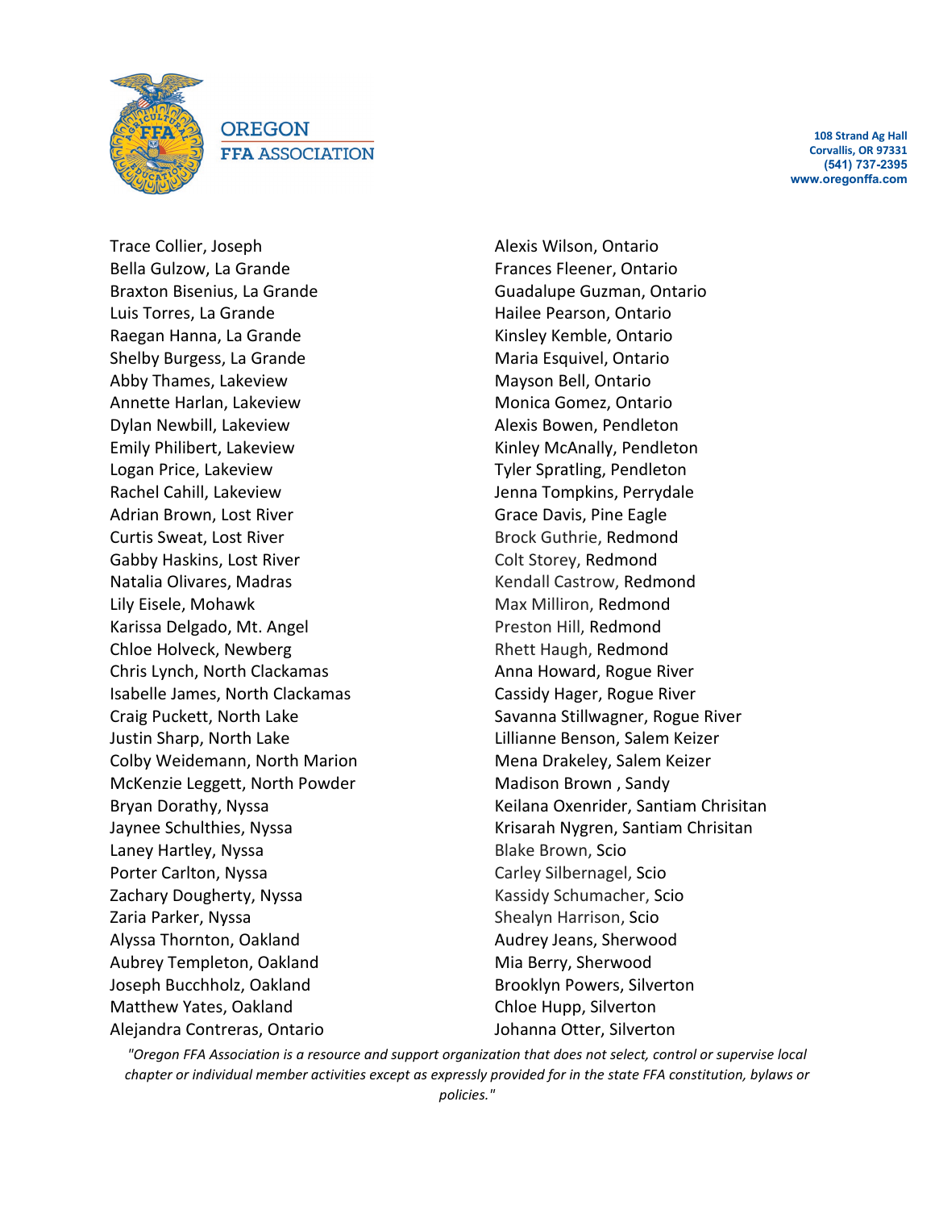Trace Collier, Joseph
Bella Gulzow, La Grande
Braxton Bisenius, La Grande
Luis Torres, La Grande
Raegan Hanna, La Grande
Shelby Burgess, La Grande
Abby Thames, Lakeview
Annette Harlan, Lakeview
Dylan Newbill, Lakeview
Emily Philibert, Lakeview
Logan Price, Lakeview
Rachel Cahill, Lakeview
Adrian Brown, Lost River
Curtis Sweat, Lost River
Gabby Haskins, Lost River
Natalia Olivares, Madras
Lily Eisele, Mohawk
Karissa Delgado, Mt. Angel
Chloe Holveck, Newberg
Chris Lynch, North Clackamas
Isabelle James, North Clackamas
Craig Puckett, North Lake
Justin Sharp, North Lake
Colby Weidemann, North Marion
McKenzie Leggett, North Powder
Bryan Dorathy, Nyssa
Jaynee Schulthies, Nyssa
Laney Hartley, Nyssa
Porter Carlton, Nyssa
Zachary Dougherty, Nyssa
Zaria Parker, Nyssa
Alyssa Thornton, Oakland
Aubrey Templeton, Oakland
Joseph Bucchholz, Oakland
Matthew Yates, Oakland
Alejandra Contreras, Ontario
Alexis Wilson, Ontario
Frances Fleener, Ontario
Guadalupe Guzman, Ontario
Hailee Pearson, Ontario
Kinsley Kemble, Ontario
Maria Esquivel, Ontario
Mayson Bell, Ontario
Monica Gomez, Ontario
Alexis Bowen, Pendleton
Kinley McAnally, Pendleton
Tyler Spratling, Pendleton
Jenna Tompkins, Perrydale
Grace Davis, Pine Eagle
Brock Guthrie, Redmond
Colt Storey, Redmond
Kendall Castrow, Redmond
Max Milliron, Redmond
Preston Hill, Redmond
Rhett Haugh, Redmond
Anna Howard, Rogue River
Cassidy Hager, Rogue River
Savanna Stillwagner, Rogue River
Lillianne Benson, Salem Keizer
Mena Drakeley, Salem Keizer
Madison Brown , Sandy
Keilana Oxenrider, Santiam Chrisitan
Krisarah Nygren, Santiam Chrisitan
Blake Brown, Scio
Carley Silbernagel, Scio
Kassidy Schumacher, Scio
Shealyn Harrison, Scio
Audrey Jeans, Sherwood
Mia Berry, Sherwood
Brooklyn Powers, Silverton
Chloe Hupp, Silverton
Johanna Otter, Silverton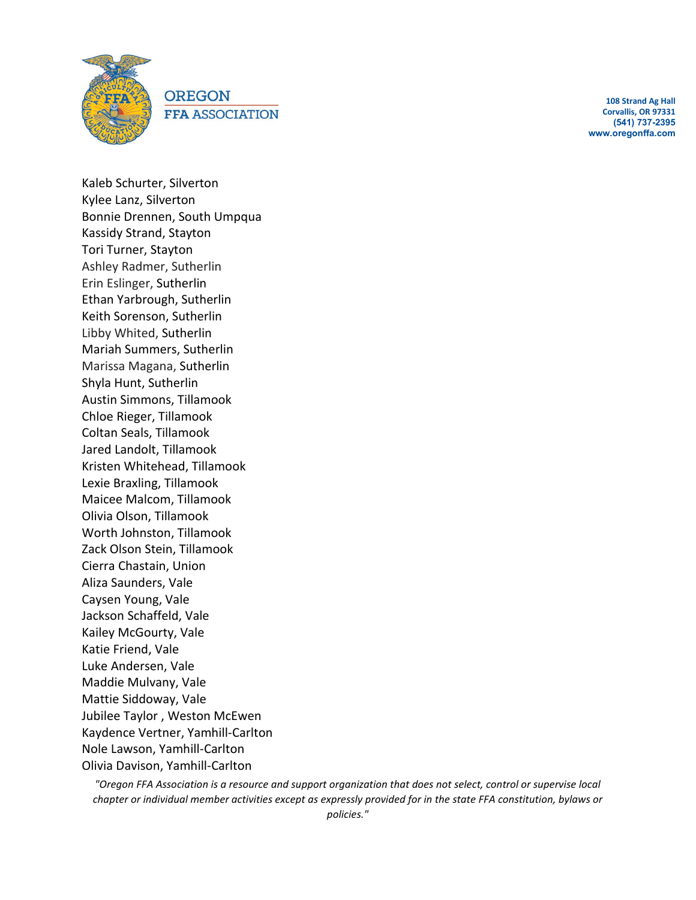Kaleb Schurter, Silverton
Kylee Lanz, Silverton
Bonnie Drennen, South Umpqua
Kassidy Strand, Stayton
Tori Turner, Stayton
Ashley Radmer, Sutherlin
Erin Eslinger, Sutherlin
Ethan Yarbrough, Sutherlin
Keith Sorenson, Sutherlin
Libby Whited, Sutherlin
Mariah Summers, Sutherlin
Marissa Magana, Sutherlin
Shyla Hunt, Sutherlin
Austin Simmons, Tillamook
Chloe Rieger, Tillamook
Coltan Seals, Tillamook
Jared Landolt, Tillamook
Kristen Whitehead, Tillamook
Lexie Braxling, Tillamook
Maicee Malcom, Tillamook
Olivia Olson, Tillamook
Worth Johnston, Tillamook
Zack Olson Stein, Tillamook
Cierra Chastain, Union
Aliza Saunders, Vale
Caysen Young, Vale
Jackson Schaffeld, Vale
Kailey McGourty, Vale
Katie Friend, Vale
Luke Andersen, Vale
Maddie Mulvany, Vale
Mattie Siddoway, Vale
Jubilee Taylor , Weston McEwen
Kaydence Vertner, Yamhill-Carlton
Nole Lawson, Yamhill-Carlton
Olivia Davison, Yamhill-Carlton